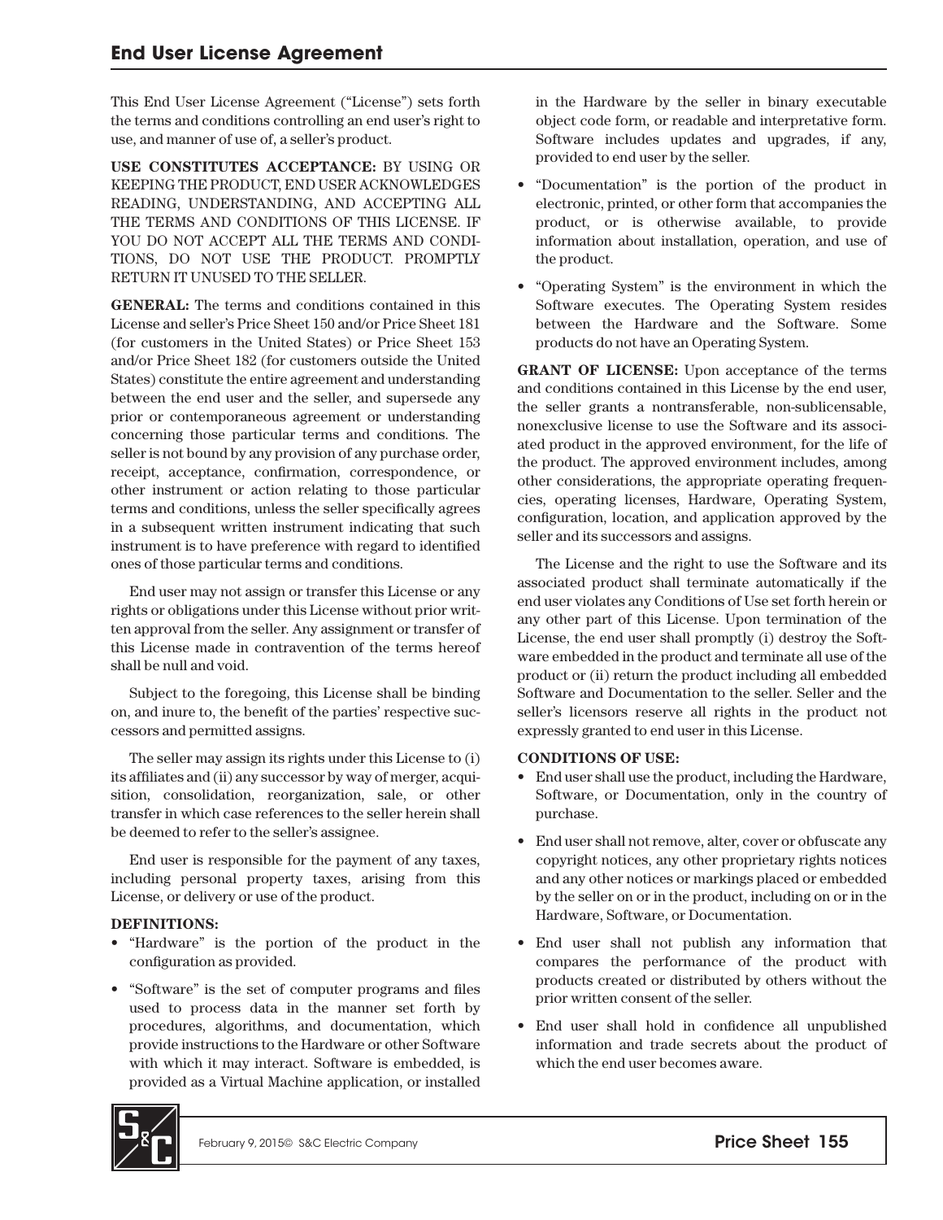# End User License Agreement

This End User License Agreement ("License") sets forth the terms and conditions controlling an end user's right to use, and manner of use of, a seller's product.

**USE CONSTITUTES ACCEPTANCE:** BY USING OR KEEPING THE PRODUCT, END USER ACKNOWLEDGES READING, UNDERSTANDING, AND ACCEPTING ALL THE TERMS AND CONDITIONS OF THIS LICENSE. IF YOU DO NOT ACCEPT ALL THE TERMS AND CONDITIONS, DO NOT USE THE PRODUCT. PROMPTLY RETURN IT UNUSED TO THE SELLER.

**GENERAL:** The terms and conditions contained in this License and seller's Price Sheet 150 and/or Price Sheet 181 (for customers in the United States) or Price Sheet 153 and/or Price Sheet 182 (for customers outside the United States) constitute the entire agreement and understanding between the end user and the seller, and supersede any prior or contemporaneous agreement or understanding concerning those particular terms and conditions. The seller is not bound by any provision of any purchase order, receipt, acceptance, confirmation, correspondence, or other instrument or action relating to those particular terms and conditions, unless the seller specifically agrees in a subsequent written instrument indicating that such instrument is to have preference with regard to identified ones of those particular terms and conditions.

End user may not assign or transfer this License or any rights or obligations under this License without prior written approval from the seller. Any assignment or transfer of this License made in contravention of the terms hereof shall be null and void.

Subject to the foregoing, this License shall be binding on, and inure to, the benefit of the parties' respective successors and permitted assigns.

The seller may assign its rights under this License to (i) its affiliates and (ii) any successor by way of merger, acquisition, consolidation, reorganization, sale, or other transfer in which case references to the seller herein shall be deemed to refer to the seller's assignee.

End user is responsible for the payment of any taxes, including personal property taxes, arising from this License, or delivery or use of the product.

**DEFINITIONS:**

- "Hardware" is the portion of the product in the configuration as provided.
- "Software" is the set of computer programs and files used to process data in the manner set forth by procedures, algorithms, and documentation, which provide instructions to the Hardware or other Software with which it may interact. Software is embedded, is provided as a Virtual Machine application, or installed in the Hardware by the seller in binary executable object code form, or readable and interpretative form. Software includes updates and upgrades, if any, provided to end user by the seller.
- "Documentation" is the portion of the product in electronic, printed, or other form that accompanies the product, or is otherwise available, to provide information about installation, operation, and use of the product.
- "Operating System" is the environment in which the Software executes. The Operating System resides between the Hardware and the Software. Some products do not have an Operating System.

**GRANT OF LICENSE:** Upon acceptance of the terms and conditions contained in this License by the end user, the seller grants a nontransferable, non-sublicensable, nonexclusive license to use the Software and its associated product in the approved environment, for the life of the product. The approved environment includes, among other considerations, the appropriate operating frequencies, operating licenses, Hardware, Operating System, configuration, location, and application approved by the seller and its successors and assigns.

The License and the right to use the Software and its associated product shall terminate automatically if the end user violates any Conditions of Use set forth herein or any other part of this License. Upon termination of the License, the end user shall promptly (i) destroy the Software embedded in the product and terminate all use of the product or (ii) return the product including all embedded Software and Documentation to the seller. Seller and the seller's licensors reserve all rights in the product not expressly granted to end user in this License.

**CONDITIONS OF USE:**

- End user shall use the product, including the Hardware, Software, or Documentation, only in the country of purchase.
- End user shall not remove, alter, cover or obfuscate any copyright notices, any other proprietary rights notices and any other notices or markings placed or embedded by the seller on or in the product, including on or in the Hardware, Software, or Documentation.
- End user shall not publish any information that compares the performance of the product with products created or distributed by others without the prior written consent of the seller.
- End user shall hold in confidence all unpublished information and trade secrets about the product of which the end user becomes aware.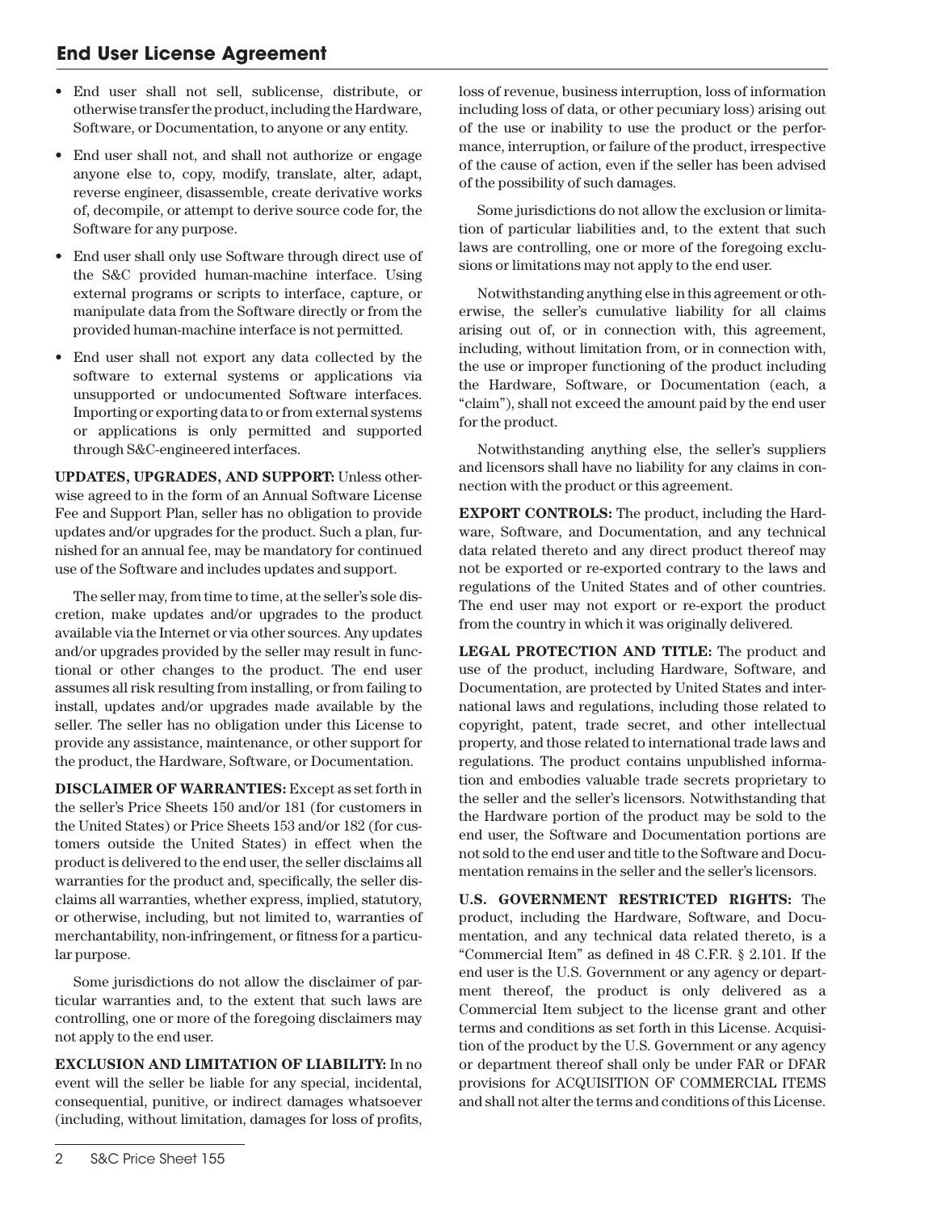## End User License Agreement

- End user shall not sell, sublicense, distribute, or otherwise transfer the product, including the Hardware, Software, or Documentation, to anyone or any entity.
- End user shall not, and shall not authorize or engage anyone else to, copy, modify, translate, alter, adapt, reverse engineer, disassemble, create derivative works of, decompile, or attempt to derive source code for, the Software for any purpose.
- End user shall only use Software through direct use of the S&C provided human-machine interface. Using external programs or scripts to interface, capture, or manipulate data from the Software directly or from the provided human-machine interface is not permitted.
- End user shall not export any data collected by the software to external systems or applications via unsupported or undocumented Software interfaces. Importing or exporting data to or from external systems or applications is only permitted and supported through S&C-engineered interfaces.

**UPDATES, UPGRADES, AND SUPPORT:** Unless otherwise agreed to in the form of an Annual Software License Fee and Support Plan, seller has no obligation to provide updates and/or upgrades for the product. Such a plan, furnished for an annual fee, may be mandatory for continued use of the Software and includes updates and support.

The seller may, from time to time, at the seller's sole discretion, make updates and/or upgrades to the product available via the Internet or via other sources. Any updates and/or upgrades provided by the seller may result in functional or other changes to the product. The end user assumes all risk resulting from installing, or from failing to install, updates and/or upgrades made available by the seller. The seller has no obligation under this License to provide any assistance, maintenance, or other support for the product, the Hardware, Software, or Documentation.

**DISCLAIMER OF WARRANTIES:** Except as set forth in the seller's Price Sheets 150 and/or 181 (for customers in the United States) or Price Sheets 153 and/or 182 (for customers outside the United States) in effect when the product is delivered to the end user, the seller disclaims all warranties for the product and, specifically, the seller disclaims all warranties, whether express, implied, statutory, or otherwise, including, but not limited to, warranties of merchantability, non-infringement, or fitness for a particular purpose.

Some jurisdictions do not allow the disclaimer of particular warranties and, to the extent that such laws are controlling, one or more of the foregoing disclaimers may not apply to the end user.

**EXCLUSION AND LIMITATION OF LIABILITY:** In no event will the seller be liable for any special, incidental, consequential, punitive, or indirect damages whatsoever (including, without limitation, damages for loss of profits, loss of revenue, business interruption, loss of information including loss of data, or other pecuniary loss) arising out of the use or inability to use the product or the performance, interruption, or failure of the product, irrespective of the cause of action, even if the seller has been advised of the possibility of such damages.

Some jurisdictions do not allow the exclusion or limitation of particular liabilities and, to the extent that such laws are controlling, one or more of the foregoing exclusions or limitations may not apply to the end user.

Notwithstanding anything else in this agreement or otherwise, the seller's cumulative liability for all claims arising out of, or in connection with, this agreement, including, without limitation from, or in connection with, the use or improper functioning of the product including the Hardware, Software, or Documentation (each, a "claim"), shall not exceed the amount paid by the end user for the product.

Notwithstanding anything else, the seller's suppliers and licensors shall have no liability for any claims in connection with the product or this agreement.

**EXPORT CONTROLS:** The product, including the Hardware, Software, and Documentation, and any technical data related thereto and any direct product thereof may not be exported or re-exported contrary to the laws and regulations of the United States and of other countries. The end user may not export or re-export the product from the country in which it was originally delivered.

**LEGAL PROTECTION AND TITLE:** The product and use of the product, including Hardware, Software, and Documentation, are protected by United States and international laws and regulations, including those related to copyright, patent, trade secret, and other intellectual property, and those related to international trade laws and regulations. The product contains unpublished information and embodies valuable trade secrets proprietary to the seller and the seller's licensors. Notwithstanding that the Hardware portion of the product may be sold to the end user, the Software and Documentation portions are not sold to the end user and title to the Software and Documentation remains in the seller and the seller's licensors.

**U.S. GOVERNMENT RESTRICTED RIGHTS:** The product, including the Hardware, Software, and Documentation, and any technical data related thereto, is a "Commercial Item" as defined in 48 C.F.R. § 2.101. If the end user is the U.S. Government or any agency or department thereof, the product is only delivered as a Commercial Item subject to the license grant and other terms and conditions as set forth in this License. Acquisition of the product by the U.S. Government or any agency or department thereof shall only be under FAR or DFAR provisions for ACQUISITION OF COMMERCIAL ITEMS and shall not alter the terms and conditions of this License.